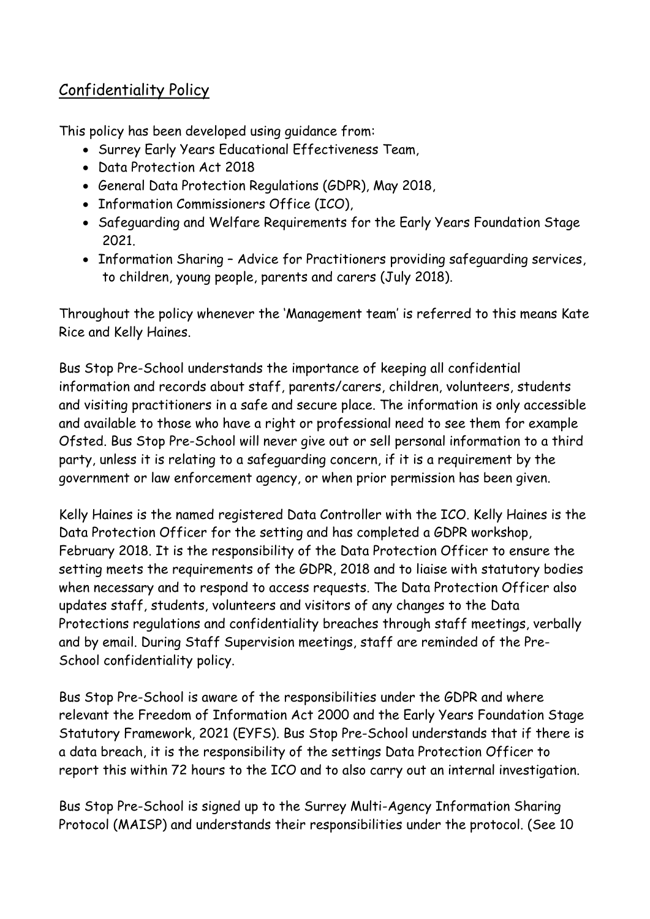# Confidentiality Policy

This policy has been developed using guidance from:

- Surrey Early Years Educational Effectiveness Team,
- Data Protection Act 2018
- General Data Protection Regulations (GDPR), May 2018,
- Information Commissioners Office (ICO),
- Safeguarding and Welfare Requirements for the Early Years Foundation Stage 2021.
- Information Sharing – Advice for Practitioners providing safeguarding services, to children, young people, parents and carers (July 2018).

Throughout the policy whenever the 'Management team' is referred to this means Kate Rice and Kelly Haines.

Bus Stop Pre-School understands the importance of keeping all confidential information and records about staff, parents/carers, children, volunteers, students and visiting practitioners in a safe and secure place. The information is only accessible and available to those who have a right or professional need to see them for example Ofsted. Bus Stop Pre-School will never give out or sell personal information to a third party, unless it is relating to a safeguarding concern, if it is a requirement by the government or law enforcement agency, or when prior permission has been given.

Kelly Haines is the named registered Data Controller with the ICO. Kelly Haines is the Data Protection Officer for the setting and has completed a GDPR workshop, February 2018. It is the responsibility of the Data Protection Officer to ensure the setting meets the requirements of the GDPR, 2018 and to liaise with statutory bodies when necessary and to respond to access requests. The Data Protection Officer also updates staff, students, volunteers and visitors of any changes to the Data Protections regulations and confidentiality breaches through staff meetings, verbally and by email. During Staff Supervision meetings, staff are reminded of the Pre-School confidentiality policy.

Bus Stop Pre-School is aware of the responsibilities under the GDPR and where relevant the Freedom of Information Act 2000 and the Early Years Foundation Stage Statutory Framework, 2021 (EYFS). Bus Stop Pre-School understands that if there is a data breach, it is the responsibility of the settings Data Protection Officer to report this within 72 hours to the ICO and to also carry out an internal investigation.

Bus Stop Pre-School is signed up to the Surrey Multi-Agency Information Sharing Protocol (MAISP) and understands their responsibilities under the protocol. (See 10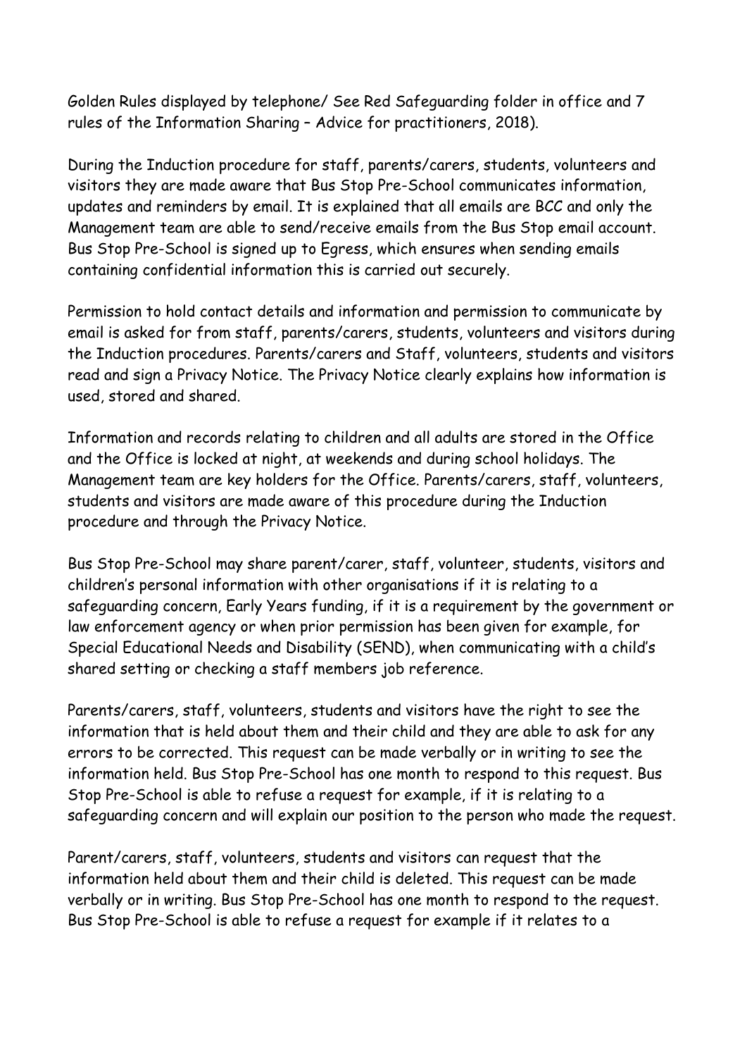Golden Rules displayed by telephone/ See Red Safeguarding folder in office and 7 rules of the Information Sharing – Advice for practitioners, 2018).

During the Induction procedure for staff, parents/carers, students, volunteers and visitors they are made aware that Bus Stop Pre-School communicates information, updates and reminders by email. It is explained that all emails are BCC and only the Management team are able to send/receive emails from the Bus Stop email account. Bus Stop Pre-School is signed up to Egress, which ensures when sending emails containing confidential information this is carried out securely.

Permission to hold contact details and information and permission to communicate by email is asked for from staff, parents/carers, students, volunteers and visitors during the Induction procedures. Parents/carers and Staff, volunteers, students and visitors read and sign a Privacy Notice. The Privacy Notice clearly explains how information is used, stored and shared.

Information and records relating to children and all adults are stored in the Office and the Office is locked at night, at weekends and during school holidays. The Management team are key holders for the Office. Parents/carers, staff, volunteers, students and visitors are made aware of this procedure during the Induction procedure and through the Privacy Notice.

Bus Stop Pre-School may share parent/carer, staff, volunteer, students, visitors and children's personal information with other organisations if it is relating to a safeguarding concern, Early Years funding, if it is a requirement by the government or law enforcement agency or when prior permission has been given for example, for Special Educational Needs and Disability (SEND), when communicating with a child's shared setting or checking a staff members job reference.

Parents/carers, staff, volunteers, students and visitors have the right to see the information that is held about them and their child and they are able to ask for any errors to be corrected. This request can be made verbally or in writing to see the information held. Bus Stop Pre-School has one month to respond to this request. Bus Stop Pre-School is able to refuse a request for example, if it is relating to a safeguarding concern and will explain our position to the person who made the request.

Parent/carers, staff, volunteers, students and visitors can request that the information held about them and their child is deleted. This request can be made verbally or in writing. Bus Stop Pre-School has one month to respond to the request. Bus Stop Pre-School is able to refuse a request for example if it relates to a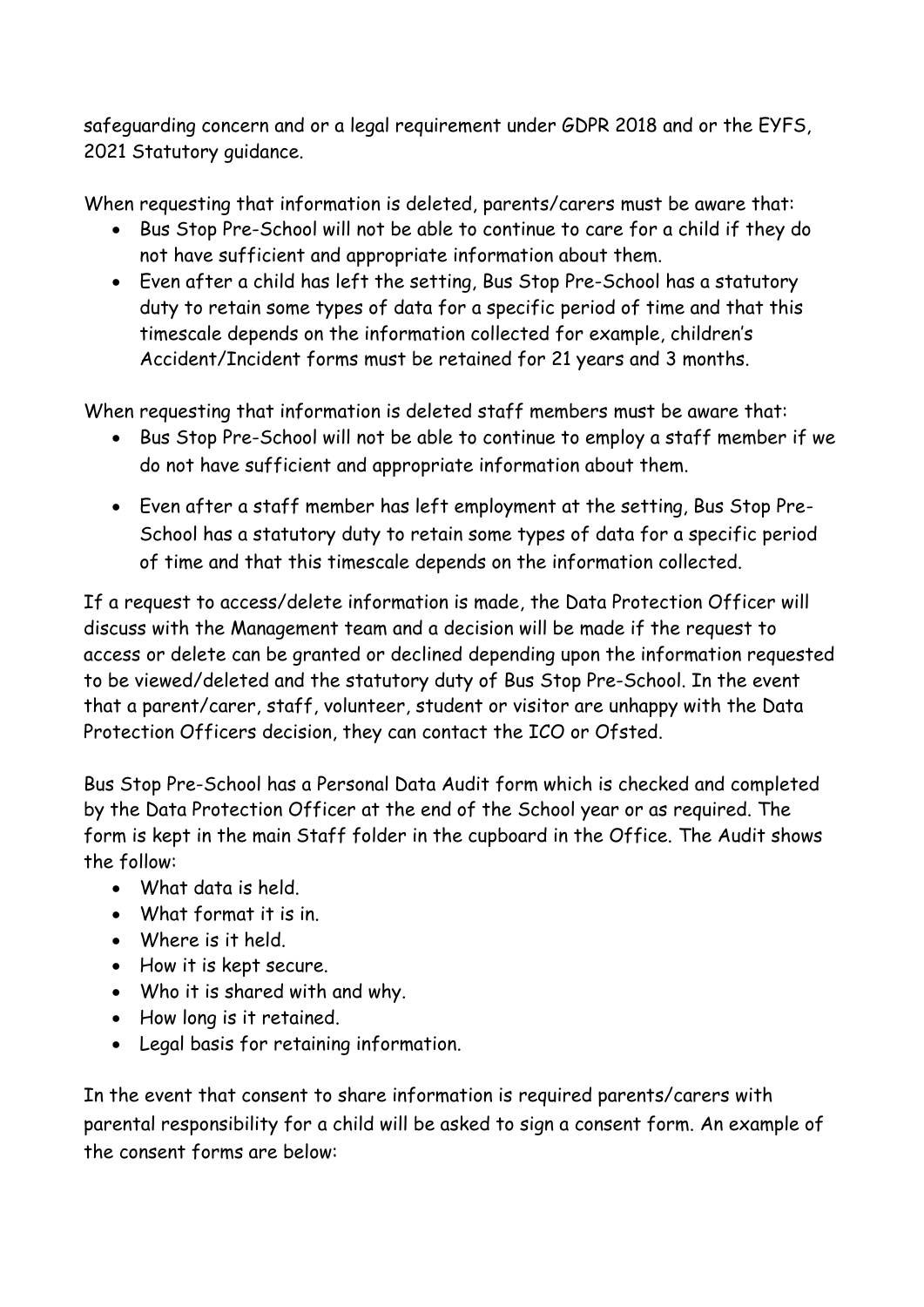safeguarding concern and or a legal requirement under GDPR 2018 and or the EYFS, 2021 Statutory guidance.

When requesting that information is deleted, parents/carers must be aware that:

- Bus Stop Pre-School will not be able to continue to care for a child if they do not have sufficient and appropriate information about them.
- Even after a child has left the setting, Bus Stop Pre-School has a statutory duty to retain some types of data for a specific period of time and that this timescale depends on the information collected for example, children's Accident/Incident forms must be retained for 21 years and 3 months.

When requesting that information is deleted staff members must be aware that:

- Bus Stop Pre-School will not be able to continue to employ a staff member if we do not have sufficient and appropriate information about them.
- Even after a staff member has left employment at the setting, Bus Stop Pre-School has a statutory duty to retain some types of data for a specific period of time and that this timescale depends on the information collected.

If a request to access/delete information is made, the Data Protection Officer will discuss with the Management team and a decision will be made if the request to access or delete can be granted or declined depending upon the information requested to be viewed/deleted and the statutory duty of Bus Stop Pre-School. In the event that a parent/carer, staff, volunteer, student or visitor are unhappy with the Data Protection Officers decision, they can contact the ICO or Ofsted.

Bus Stop Pre-School has a Personal Data Audit form which is checked and completed by the Data Protection Officer at the end of the School year or as required. The form is kept in the main Staff folder in the cupboard in the Office. The Audit shows the follow:

- What data is held.
- What format it is in.
- Where is it held.
- How it is kept secure.
- Who it is shared with and why.
- How long is it retained.
- Legal basis for retaining information.

In the event that consent to share information is required parents/carers with parental responsibility for a child will be asked to sign a consent form. An example of the consent forms are below: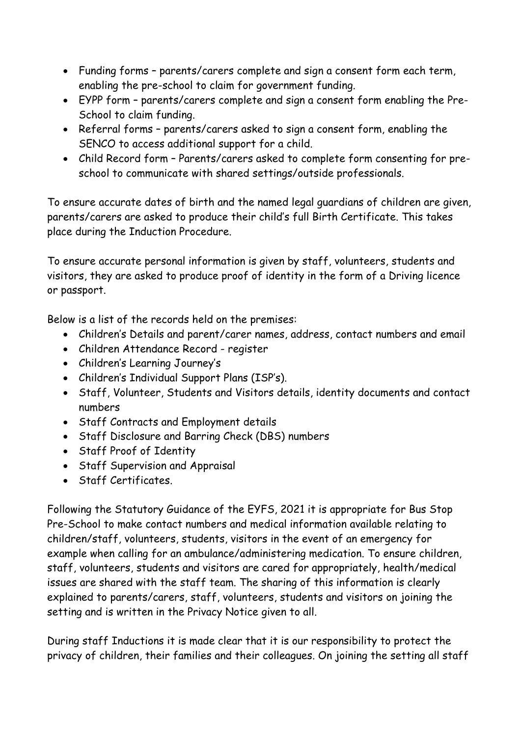- Funding forms – parents/carers complete and sign a consent form each term, enabling the pre-school to claim for government funding.
- EYPP form – parents/carers complete and sign a consent form enabling the Pre-School to claim funding.
- Referral forms – parents/carers asked to sign a consent form, enabling the SENCO to access additional support for a child.
- Child Record form – Parents/carers asked to complete form consenting for pre-school to communicate with shared settings/outside professionals.

To ensure accurate dates of birth and the named legal guardians of children are given, parents/carers are asked to produce their child's full Birth Certificate. This takes place during the Induction Procedure.

To ensure accurate personal information is given by staff, volunteers, students and visitors, they are asked to produce proof of identity in the form of a Driving licence or passport.

Below is a list of the records held on the premises:

- Children's Details and parent/carer names, address, contact numbers and email
- Children Attendance Record - register
- Children's Learning Journey's
- Children's Individual Support Plans (ISP's).
- Staff, Volunteer, Students and Visitors details, identity documents and contact numbers
- Staff Contracts and Employment details
- Staff Disclosure and Barring Check (DBS) numbers
- Staff Proof of Identity
- Staff Supervision and Appraisal
- Staff Certificates.

Following the Statutory Guidance of the EYFS, 2021 it is appropriate for Bus Stop Pre-School to make contact numbers and medical information available relating to children/staff, volunteers, students, visitors in the event of an emergency for example when calling for an ambulance/administering medication. To ensure children, staff, volunteers, students and visitors are cared for appropriately, health/medical issues are shared with the staff team. The sharing of this information is clearly explained to parents/carers, staff, volunteers, students and visitors on joining the setting and is written in the Privacy Notice given to all.

During staff Inductions it is made clear that it is our responsibility to protect the privacy of children, their families and their colleagues. On joining the setting all staff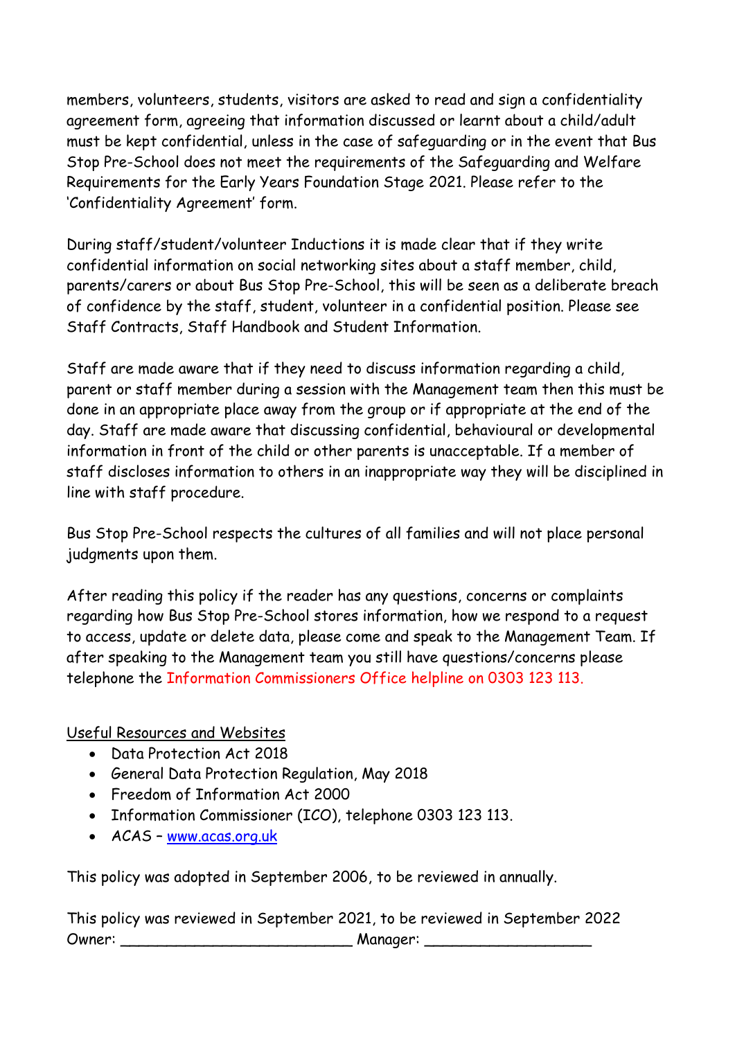members, volunteers, students, visitors are asked to read and sign a confidentiality agreement form, agreeing that information discussed or learnt about a child/adult must be kept confidential, unless in the case of safeguarding or in the event that Bus Stop Pre-School does not meet the requirements of the Safeguarding and Welfare Requirements for the Early Years Foundation Stage 2021. Please refer to the 'Confidentiality Agreement' form.

During staff/student/volunteer Inductions it is made clear that if they write confidential information on social networking sites about a staff member, child, parents/carers or about Bus Stop Pre-School, this will be seen as a deliberate breach of confidence by the staff, student, volunteer in a confidential position. Please see Staff Contracts, Staff Handbook and Student Information.

Staff are made aware that if they need to discuss information regarding a child, parent or staff member during a session with the Management team then this must be done in an appropriate place away from the group or if appropriate at the end of the day. Staff are made aware that discussing confidential, behavioural or developmental information in front of the child or other parents is unacceptable. If a member of staff discloses information to others in an inappropriate way they will be disciplined in line with staff procedure.

Bus Stop Pre-School respects the cultures of all families and will not place personal judgments upon them.

After reading this policy if the reader has any questions, concerns or complaints regarding how Bus Stop Pre-School stores information, how we respond to a request to access, update or delete data, please come and speak to the Management Team. If after speaking to the Management team you still have questions/concerns please telephone the Information Commissioners Office helpline on 0303 123 113.

Useful Resources and Websites

- Data Protection Act 2018
- General Data Protection Regulation, May 2018
- Freedom of Information Act 2000
- Information Commissioner (ICO), telephone 0303 123 113.
- ACAS – www.acas.org.uk

This policy was adopted in September 2006, to be reviewed in annually.

This policy was reviewed in September 2021, to be reviewed in September 2022

Owner: ________________________ Manager: __________________